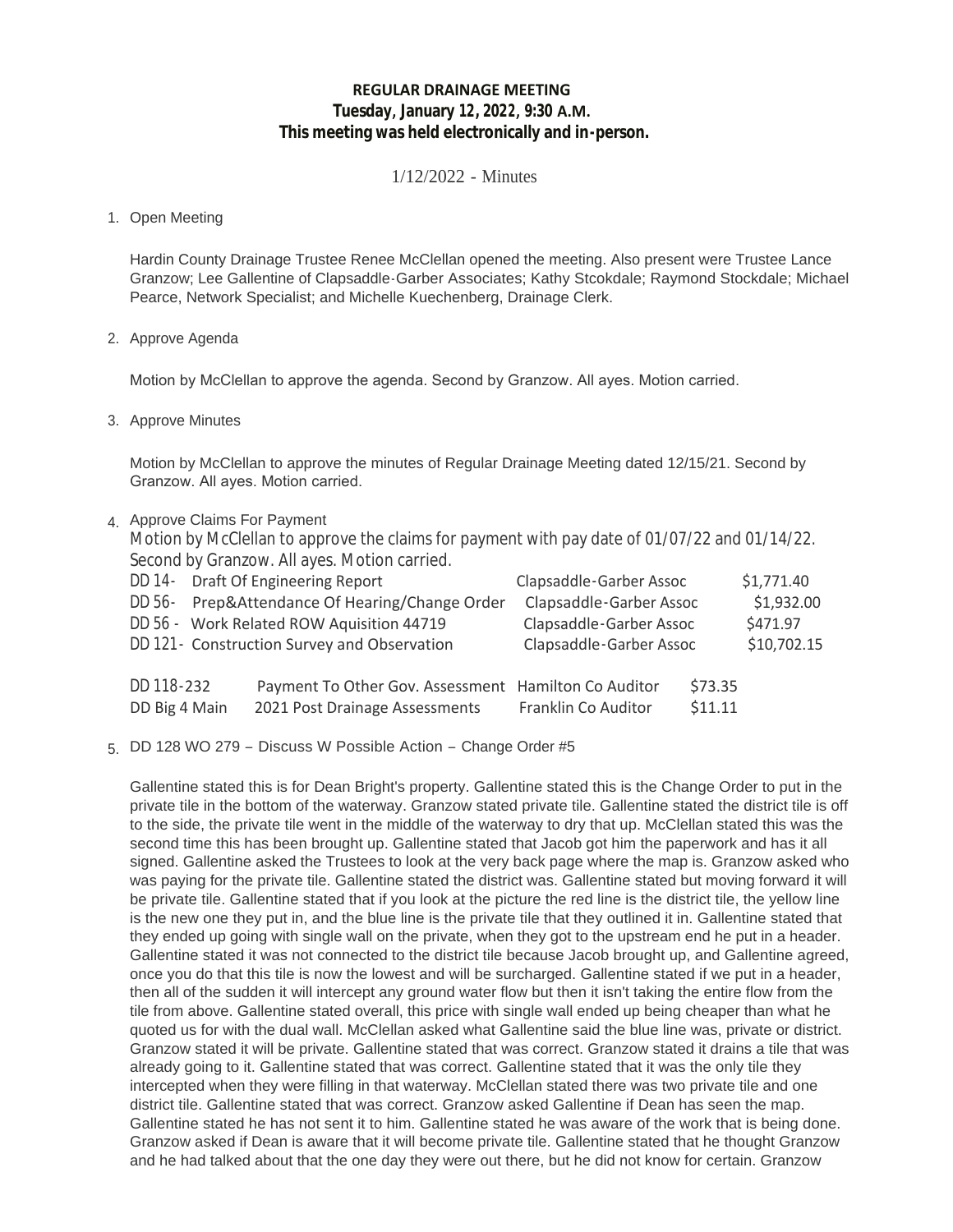**REGULAR DRAINAGE MEETING**
**Tuesday, January 12, 2022, 9:30 A.M.**
**This meeting was held electronically and in-person.**

1/12/2022 - Minutes

1. Open Meeting

   Hardin County Drainage Trustee Renee McClellan opened the meeting. Also present were Trustee Lance Granzow; Lee Gallentine of Clapsaddle-Garber Associates; Kathy Stcokdale; Raymond Stockdale; Michael Pearce, Network Specialist; and Michelle Kuechenberg, Drainage Clerk.

2. Approve Agenda

   Motion by McClellan to approve the agenda. Second by Granzow. All ayes. Motion carried.

3. Approve Minutes

   Motion by McClellan to approve the minutes of Regular Drainage Meeting dated 12/15/21. Second by Granzow. All ayes. Motion carried.

4. Approve Claims For Payment

   Motion by McClellan to approve the claims for payment with pay date of 01/07/22 and 01/14/22. Second by Granzow. All ayes. Motion carried.

| | | | |
|---|---|---|---|
| DD 14- | Draft Of Engineering Report | Clapsaddle-Garber Assoc | $1,771.40 |
| DD 56- | Prep&Attendance Of Hearing/Change Order | Clapsaddle-Garber Assoc | $1,932.00 |
| DD 56 - | Work Related ROW Aquisition 44719 | Clapsaddle-Garber Assoc | $471.97 |
| DD 121- | Construction Survey and Observation | Clapsaddle-Garber Assoc | $10,702.15 |
| DD 118-232 | Payment To Other Gov. Assessment | Hamilton Co Auditor | $73.35 |
| DD Big 4 Main | 2021 Post Drainage Assessments | Franklin Co Auditor | $11.11 |

5. DD 128 WO 279 – Discuss W Possible Action – Change Order #5

   Gallentine stated this is for Dean Bright's property. Gallentine stated this is the Change Order to put in the private tile in the bottom of the waterway. Granzow stated private tile. Gallentine stated the district tile is off to the side, the private tile went in the middle of the waterway to dry that up. McClellan stated this was the second time this has been brought up. Gallentine stated that Jacob got him the paperwork and has it all signed. Gallentine asked the Trustees to look at the very back page where the map is. Granzow asked who was paying for the private tile. Gallentine stated the district was. Gallentine stated but moving forward it will be private tile. Gallentine stated that if you look at the picture the red line is the district tile, the yellow line is the new one they put in, and the blue line is the private tile that they outlined it in. Gallentine stated that they ended up going with single wall on the private, when they got to the upstream end he put in a header. Gallentine stated it was not connected to the district tile because Jacob brought up, and Gallentine agreed, once you do that this tile is now the lowest and will be surcharged. Gallentine stated if we put in a header, then all of the sudden it will intercept any ground water flow but then it isn't taking the entire flow from the tile from above. Gallentine stated overall, this price with single wall ended up being cheaper than what he quoted us for with the dual wall. McClellan asked what Gallentine said the blue line was, private or district. Granzow stated it will be private. Gallentine stated that was correct. Granzow stated it drains a tile that was already going to it. Gallentine stated that was correct. Gallentine stated that it was the only tile they intercepted when they were filling in that waterway. McClellan stated there was two private tile and one district tile. Gallentine stated that was correct. Granzow asked Gallentine if Dean has seen the map. Gallentine stated he has not sent it to him. Gallentine stated he was aware of the work that is being done. Granzow asked if Dean is aware that it will become private tile. Gallentine stated that he thought Granzow and he had talked about that the one day they were out there, but he did not know for certain. Granzow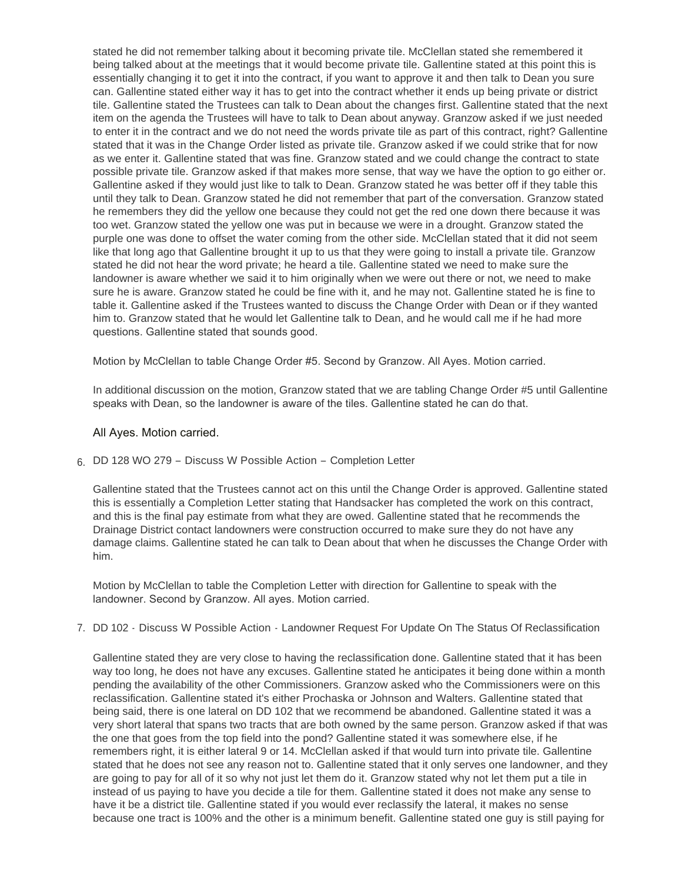stated he did not remember talking about it becoming private tile. McClellan stated she remembered it being talked about at the meetings that it would become private tile. Gallentine stated at this point this is essentially changing it to get it into the contract, if you want to approve it and then talk to Dean you sure can. Gallentine stated either way it has to get into the contract whether it ends up being private or district tile. Gallentine stated the Trustees can talk to Dean about the changes first. Gallentine stated that the next item on the agenda the Trustees will have to talk to Dean about anyway. Granzow asked if we just needed to enter it in the contract and we do not need the words private tile as part of this contract, right? Gallentine stated that it was in the Change Order listed as private tile. Granzow asked if we could strike that for now as we enter it. Gallentine stated that was fine. Granzow stated and we could change the contract to state possible private tile. Granzow asked if that makes more sense, that way we have the option to go either or. Gallentine asked if they would just like to talk to Dean. Granzow stated he was better off if they table this until they talk to Dean. Granzow stated he did not remember that part of the conversation. Granzow stated he remembers they did the yellow one because they could not get the red one down there because it was too wet. Granzow stated the yellow one was put in because we were in a drought. Granzow stated the purple one was done to offset the water coming from the other side. McClellan stated that it did not seem like that long ago that Gallentine brought it up to us that they were going to install a private tile. Granzow stated he did not hear the word private; he heard a tile. Gallentine stated we need to make sure the landowner is aware whether we said it to him originally when we were out there or not, we need to make sure he is aware. Granzow stated he could be fine with it, and he may not. Gallentine stated he is fine to table it. Gallentine asked if the Trustees wanted to discuss the Change Order with Dean or if they wanted him to. Granzow stated that he would let Gallentine talk to Dean, and he would call me if he had more questions. Gallentine stated that sounds good.

Motion by McClellan to table Change Order #5. Second by Granzow. All Ayes. Motion carried.

In additional discussion on the motion, Granzow stated that we are tabling Change Order #5 until Gallentine speaks with Dean, so the landowner is aware of the tiles. Gallentine stated he can do that.

All Ayes. Motion carried.

6. DD 128 WO 279 – Discuss W Possible Action – Completion Letter

Gallentine stated that the Trustees cannot act on this until the Change Order is approved. Gallentine stated this is essentially a Completion Letter stating that Handsacker has completed the work on this contract, and this is the final pay estimate from what they are owed. Gallentine stated that he recommends the Drainage District contact landowners were construction occurred to make sure they do not have any damage claims. Gallentine stated he can talk to Dean about that when he discusses the Change Order with him.

Motion by McClellan to table the Completion Letter with direction for Gallentine to speak with the landowner. Second by Granzow. All ayes. Motion carried.

7. DD 102 - Discuss W Possible Action - Landowner Request For Update On The Status Of Reclassification

Gallentine stated they are very close to having the reclassification done. Gallentine stated that it has been way too long, he does not have any excuses. Gallentine stated he anticipates it being done within a month pending the availability of the other Commissioners. Granzow asked who the Commissioners were on this reclassification. Gallentine stated it's either Prochaska or Johnson and Walters. Gallentine stated that being said, there is one lateral on DD 102 that we recommend be abandoned. Gallentine stated it was a very short lateral that spans two tracts that are both owned by the same person. Granzow asked if that was the one that goes from the top field into the pond? Gallentine stated it was somewhere else, if he remembers right, it is either lateral 9 or 14. McClellan asked if that would turn into private tile. Gallentine stated that he does not see any reason not to. Gallentine stated that it only serves one landowner, and they are going to pay for all of it so why not just let them do it. Granzow stated why not let them put a tile in instead of us paying to have you decide a tile for them. Gallentine stated it does not make any sense to have it be a district tile. Gallentine stated if you would ever reclassify the lateral, it makes no sense because one tract is 100% and the other is a minimum benefit. Gallentine stated one guy is still paying for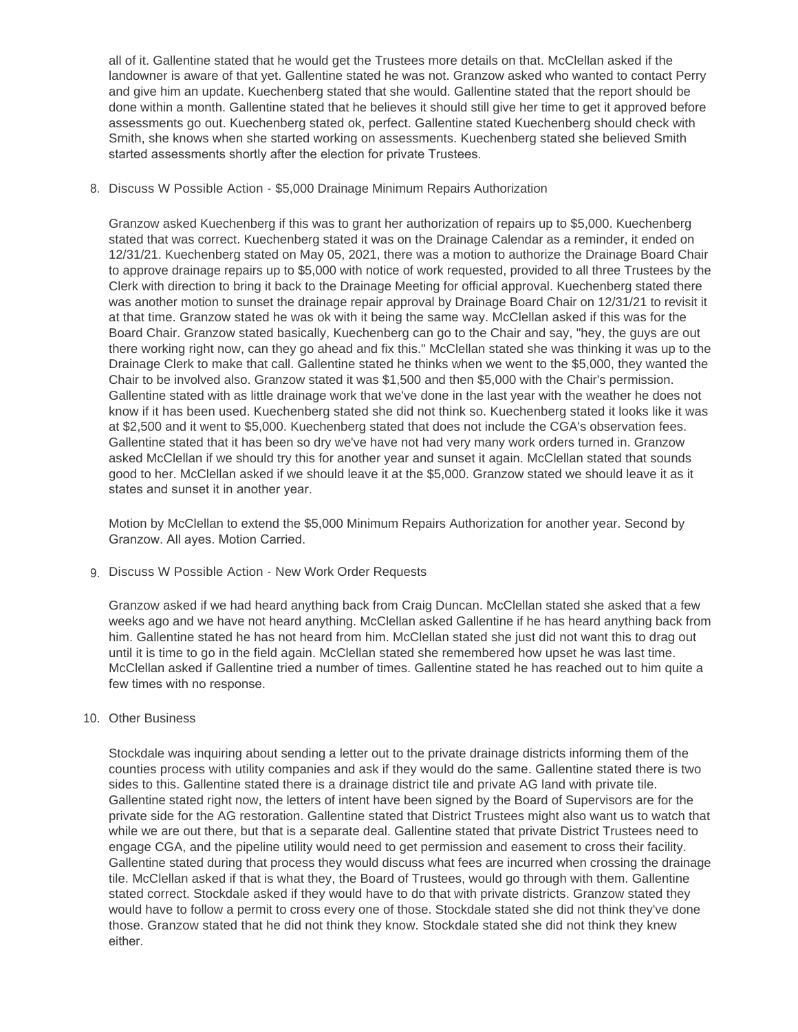all of it. Gallentine stated that he would get the Trustees more details on that. McClellan asked if the landowner is aware of that yet. Gallentine stated he was not. Granzow asked who wanted to contact Perry and give him an update. Kuechenberg stated that she would. Gallentine stated that the report should be done within a month. Gallentine stated that he believes it should still give her time to get it approved before assessments go out. Kuechenberg stated ok, perfect. Gallentine stated Kuechenberg should check with Smith, she knows when she started working on assessments. Kuechenberg stated she believed Smith started assessments shortly after the election for private Trustees.

8. Discuss W Possible Action - $5,000 Drainage Minimum Repairs Authorization

   Granzow asked Kuechenberg if this was to grant her authorization of repairs up to $5,000. Kuechenberg stated that was correct. Kuechenberg stated it was on the Drainage Calendar as a reminder, it ended on 12/31/21. Kuechenberg stated on May 05, 2021, there was a motion to authorize the Drainage Board Chair to approve drainage repairs up to $5,000 with notice of work requested, provided to all three Trustees by the Clerk with direction to bring it back to the Drainage Meeting for official approval. Kuechenberg stated there was another motion to sunset the drainage repair approval by Drainage Board Chair on 12/31/21 to revisit it at that time. Granzow stated he was ok with it being the same way. McClellan asked if this was for the Board Chair. Granzow stated basically, Kuechenberg can go to the Chair and say, "hey, the guys are out there working right now, can they go ahead and fix this." McClellan stated she was thinking it was up to the Drainage Clerk to make that call. Gallentine stated he thinks when we went to the $5,000, they wanted the Chair to be involved also. Granzow stated it was $1,500 and then $5,000 with the Chair's permission. Gallentine stated with as little drainage work that we've done in the last year with the weather he does not know if it has been used. Kuechenberg stated she did not think so. Kuechenberg stated it looks like it was at $2,500 and it went to $5,000. Kuechenberg stated that does not include the CGA's observation fees. Gallentine stated that it has been so dry we've have not had very many work orders turned in. Granzow asked McClellan if we should try this for another year and sunset it again. McClellan stated that sounds good to her. McClellan asked if we should leave it at the $5,000. Granzow stated we should leave it as it states and sunset it in another year.

   Motion by McClellan to extend the $5,000 Minimum Repairs Authorization for another year. Second by Granzow. All ayes. Motion Carried.

9. Discuss W Possible Action - New Work Order Requests

   Granzow asked if we had heard anything back from Craig Duncan. McClellan stated she asked that a few weeks ago and we have not heard anything. McClellan asked Gallentine if he has heard anything back from him. Gallentine stated he has not heard from him. McClellan stated she just did not want this to drag out until it is time to go in the field again. McClellan stated she remembered how upset he was last time. McClellan asked if Gallentine tried a number of times. Gallentine stated he has reached out to him quite a few times with no response.

10. Other Business

   Stockdale was inquiring about sending a letter out to the private drainage districts informing them of the counties process with utility companies and ask if they would do the same. Gallentine stated there is two sides to this. Gallentine stated there is a drainage district tile and private AG land with private tile. Gallentine stated right now, the letters of intent have been signed by the Board of Supervisors are for the private side for the AG restoration. Gallentine stated that District Trustees might also want us to watch that while we are out there, but that is a separate deal. Gallentine stated that private District Trustees need to engage CGA, and the pipeline utility would need to get permission and easement to cross their facility. Gallentine stated during that process they would discuss what fees are incurred when crossing the drainage tile. McClellan asked if that is what they, the Board of Trustees, would go through with them. Gallentine stated correct. Stockdale asked if they would have to do that with private districts. Granzow stated they would have to follow a permit to cross every one of those. Stockdale stated she did not think they've done those. Granzow stated that he did not think they know. Stockdale stated she did not think they knew either.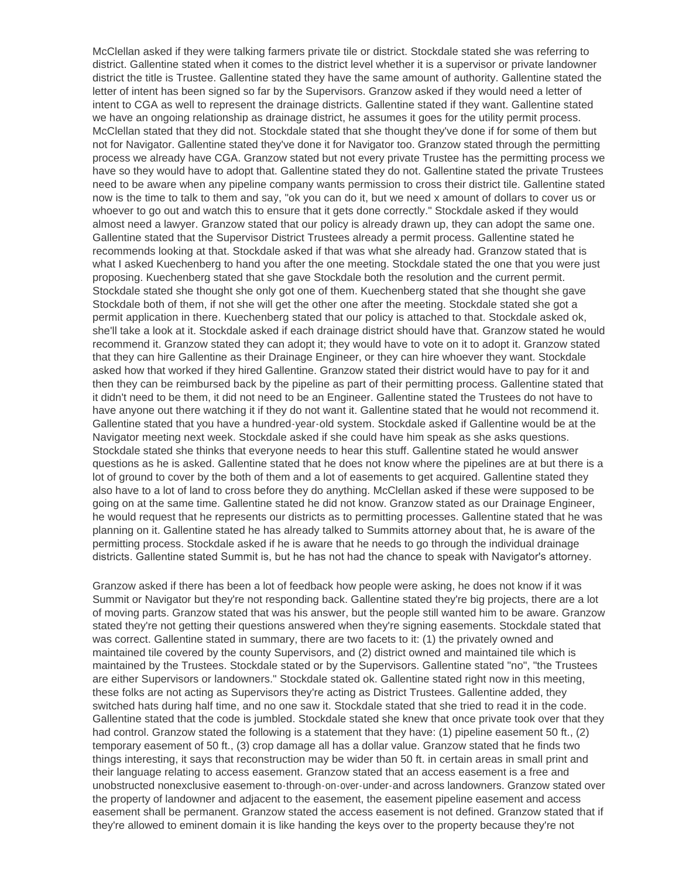McClellan asked if they were talking farmers private tile or district. Stockdale stated she was referring to district. Gallentine stated when it comes to the district level whether it is a supervisor or private landowner district the title is Trustee. Gallentine stated they have the same amount of authority. Gallentine stated the letter of intent has been signed so far by the Supervisors. Granzow asked if they would need a letter of intent to CGA as well to represent the drainage districts. Gallentine stated if they want. Gallentine stated we have an ongoing relationship as drainage district, he assumes it goes for the utility permit process. McClellan stated that they did not. Stockdale stated that she thought they've done if for some of them but not for Navigator. Gallentine stated they've done it for Navigator too. Granzow stated through the permitting process we already have CGA. Granzow stated but not every private Trustee has the permitting process we have so they would have to adopt that. Gallentine stated they do not. Gallentine stated the private Trustees need to be aware when any pipeline company wants permission to cross their district tile. Gallentine stated now is the time to talk to them and say, "ok you can do it, but we need x amount of dollars to cover us or whoever to go out and watch this to ensure that it gets done correctly." Stockdale asked if they would almost need a lawyer. Granzow stated that our policy is already drawn up, they can adopt the same one. Gallentine stated that the Supervisor District Trustees already a permit process. Gallentine stated he recommends looking at that. Stockdale asked if that was what she already had. Granzow stated that is what I asked Kuechenberg to hand you after the one meeting. Stockdale stated the one that you were just proposing. Kuechenberg stated that she gave Stockdale both the resolution and the current permit. Stockdale stated she thought she only got one of them. Kuechenberg stated that she thought she gave Stockdale both of them, if not she will get the other one after the meeting. Stockdale stated she got a permit application in there. Kuechenberg stated that our policy is attached to that. Stockdale asked ok, she'll take a look at it. Stockdale asked if each drainage district should have that. Granzow stated he would recommend it. Granzow stated they can adopt it; they would have to vote on it to adopt it. Granzow stated that they can hire Gallentine as their Drainage Engineer, or they can hire whoever they want. Stockdale asked how that worked if they hired Gallentine. Granzow stated their district would have to pay for it and then they can be reimbursed back by the pipeline as part of their permitting process. Gallentine stated that it didn't need to be them, it did not need to be an Engineer. Gallentine stated the Trustees do not have to have anyone out there watching it if they do not want it. Gallentine stated that he would not recommend it. Gallentine stated that you have a hundred-year-old system. Stockdale asked if Gallentine would be at the Navigator meeting next week. Stockdale asked if she could have him speak as she asks questions. Stockdale stated she thinks that everyone needs to hear this stuff. Gallentine stated he would answer questions as he is asked. Gallentine stated that he does not know where the pipelines are at but there is a lot of ground to cover by the both of them and a lot of easements to get acquired. Gallentine stated they also have to a lot of land to cross before they do anything. McClellan asked if these were supposed to be going on at the same time. Gallentine stated he did not know. Granzow stated as our Drainage Engineer, he would request that he represents our districts as to permitting processes. Gallentine stated that he was planning on it. Gallentine stated he has already talked to Summits attorney about that, he is aware of the permitting process. Stockdale asked if he is aware that he needs to go through the individual drainage districts. Gallentine stated Summit is, but he has not had the chance to speak with Navigator's attorney.

Granzow asked if there has been a lot of feedback how people were asking, he does not know if it was Summit or Navigator but they're not responding back. Gallentine stated they're big projects, there are a lot of moving parts. Granzow stated that was his answer, but the people still wanted him to be aware. Granzow stated they're not getting their questions answered when they're signing easements. Stockdale stated that was correct. Gallentine stated in summary, there are two facets to it: (1) the privately owned and maintained tile covered by the county Supervisors, and (2) district owned and maintained tile which is maintained by the Trustees. Stockdale stated or by the Supervisors. Gallentine stated "no", "the Trustees are either Supervisors or landowners." Stockdale stated ok. Gallentine stated right now in this meeting, these folks are not acting as Supervisors they're acting as District Trustees. Gallentine added, they switched hats during half time, and no one saw it. Stockdale stated that she tried to read it in the code. Gallentine stated that the code is jumbled. Stockdale stated she knew that once private took over that they had control. Granzow stated the following is a statement that they have: (1) pipeline easement 50 ft., (2) temporary easement of 50 ft., (3) crop damage all has a dollar value. Granzow stated that he finds two things interesting, it says that reconstruction may be wider than 50 ft. in certain areas in small print and their language relating to access easement. Granzow stated that an access easement is a free and unobstructed nonexclusive easement to-through-on-over-under-and across landowners. Granzow stated over the property of landowner and adjacent to the easement, the easement pipeline easement and access easement shall be permanent. Granzow stated the access easement is not defined. Granzow stated that if they're allowed to eminent domain it is like handing the keys over to the property because they're not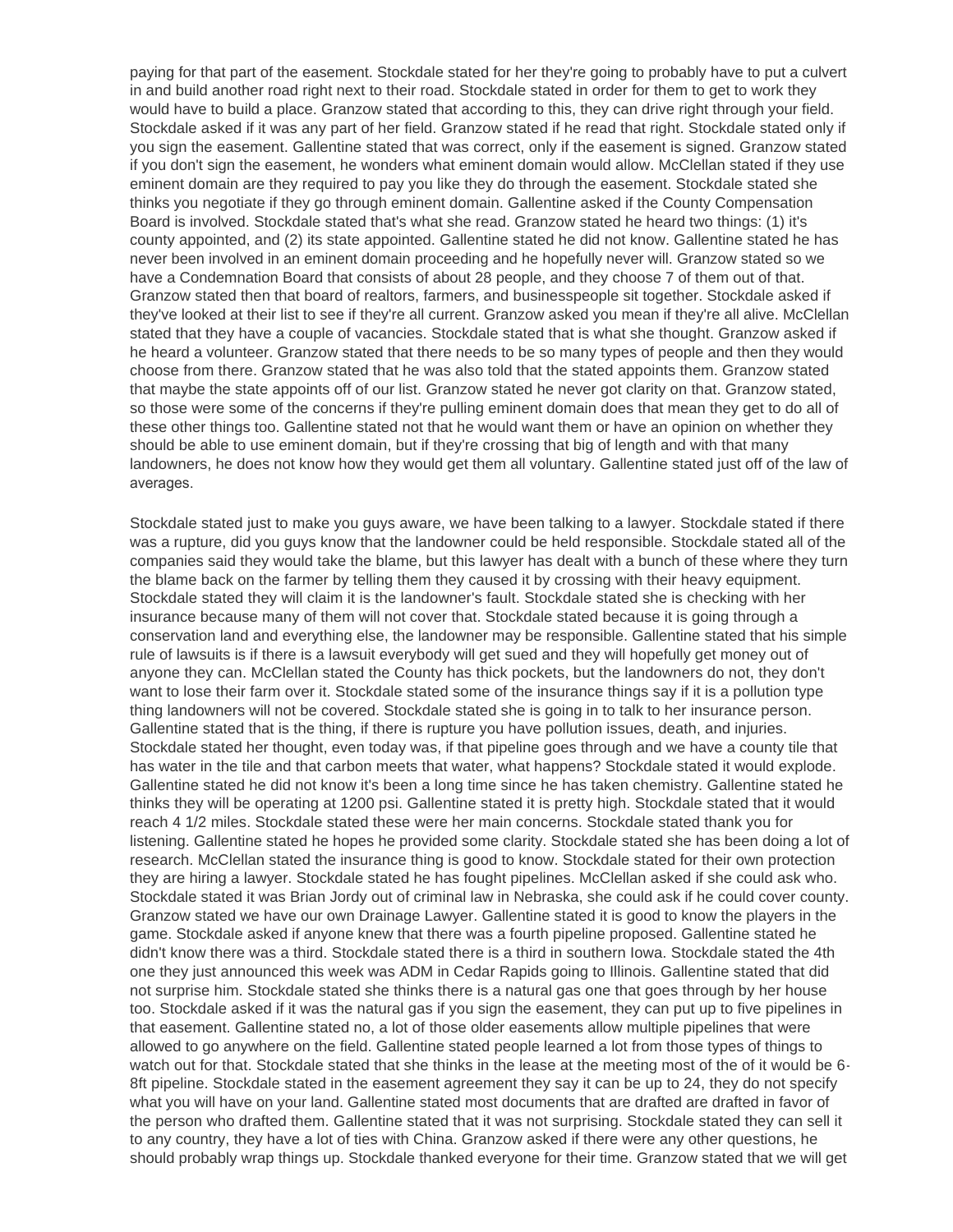paying for that part of the easement. Stockdale stated for her they're going to probably have to put a culvert in and build another road right next to their road. Stockdale stated in order for them to get to work they would have to build a place. Granzow stated that according to this, they can drive right through your field. Stockdale asked if it was any part of her field. Granzow stated if he read that right. Stockdale stated only if you sign the easement. Gallentine stated that was correct, only if the easement is signed. Granzow stated if you don't sign the easement, he wonders what eminent domain would allow. McClellan stated if they use eminent domain are they required to pay you like they do through the easement. Stockdale stated she thinks you negotiate if they go through eminent domain. Gallentine asked if the County Compensation Board is involved. Stockdale stated that's what she read. Granzow stated he heard two things: (1) it's county appointed, and (2) its state appointed. Gallentine stated he did not know. Gallentine stated he has never been involved in an eminent domain proceeding and he hopefully never will. Granzow stated so we have a Condemnation Board that consists of about 28 people, and they choose 7 of them out of that. Granzow stated then that board of realtors, farmers, and businesspeople sit together. Stockdale asked if they've looked at their list to see if they're all current. Granzow asked you mean if they're all alive. McClellan stated that they have a couple of vacancies. Stockdale stated that is what she thought. Granzow asked if he heard a volunteer. Granzow stated that there needs to be so many types of people and then they would choose from there. Granzow stated that he was also told that the stated appoints them. Granzow stated that maybe the state appoints off of our list. Granzow stated he never got clarity on that. Granzow stated, so those were some of the concerns if they're pulling eminent domain does that mean they get to do all of these other things too. Gallentine stated not that he would want them or have an opinion on whether they should be able to use eminent domain, but if they're crossing that big of length and with that many landowners, he does not know how they would get them all voluntary. Gallentine stated just off of the law of averages.

Stockdale stated just to make you guys aware, we have been talking to a lawyer. Stockdale stated if there was a rupture, did you guys know that the landowner could be held responsible. Stockdale stated all of the companies said they would take the blame, but this lawyer has dealt with a bunch of these where they turn the blame back on the farmer by telling them they caused it by crossing with their heavy equipment. Stockdale stated they will claim it is the landowner's fault. Stockdale stated she is checking with her insurance because many of them will not cover that. Stockdale stated because it is going through a conservation land and everything else, the landowner may be responsible. Gallentine stated that his simple rule of lawsuits is if there is a lawsuit everybody will get sued and they will hopefully get money out of anyone they can. McClellan stated the County has thick pockets, but the landowners do not, they don't want to lose their farm over it. Stockdale stated some of the insurance things say if it is a pollution type thing landowners will not be covered. Stockdale stated she is going in to talk to her insurance person. Gallentine stated that is the thing, if there is rupture you have pollution issues, death, and injuries. Stockdale stated her thought, even today was, if that pipeline goes through and we have a county tile that has water in the tile and that carbon meets that water, what happens? Stockdale stated it would explode. Gallentine stated he did not know it's been a long time since he has taken chemistry. Gallentine stated he thinks they will be operating at 1200 psi. Gallentine stated it is pretty high. Stockdale stated that it would reach 4 1/2 miles. Stockdale stated these were her main concerns. Stockdale stated thank you for listening. Gallentine stated he hopes he provided some clarity. Stockdale stated she has been doing a lot of research. McClellan stated the insurance thing is good to know. Stockdale stated for their own protection they are hiring a lawyer. Stockdale stated he has fought pipelines. McClellan asked if she could ask who. Stockdale stated it was Brian Jordy out of criminal law in Nebraska, she could ask if he could cover county. Granzow stated we have our own Drainage Lawyer. Gallentine stated it is good to know the players in the game. Stockdale asked if anyone knew that there was a fourth pipeline proposed. Gallentine stated he didn't know there was a third. Stockdale stated there is a third in southern Iowa. Stockdale stated the 4th one they just announced this week was ADM in Cedar Rapids going to Illinois. Gallentine stated that did not surprise him. Stockdale stated she thinks there is a natural gas one that goes through by her house too. Stockdale asked if it was the natural gas if you sign the easement, they can put up to five pipelines in that easement. Gallentine stated no, a lot of those older easements allow multiple pipelines that were allowed to go anywhere on the field. Gallentine stated people learned a lot from those types of things to watch out for that. Stockdale stated that she thinks in the lease at the meeting most of the of it would be 6-8ft pipeline. Stockdale stated in the easement agreement they say it can be up to 24, they do not specify what you will have on your land. Gallentine stated most documents that are drafted are drafted in favor of the person who drafted them. Gallentine stated that it was not surprising. Stockdale stated they can sell it to any country, they have a lot of ties with China. Granzow asked if there were any other questions, he should probably wrap things up. Stockdale thanked everyone for their time. Granzow stated that we will get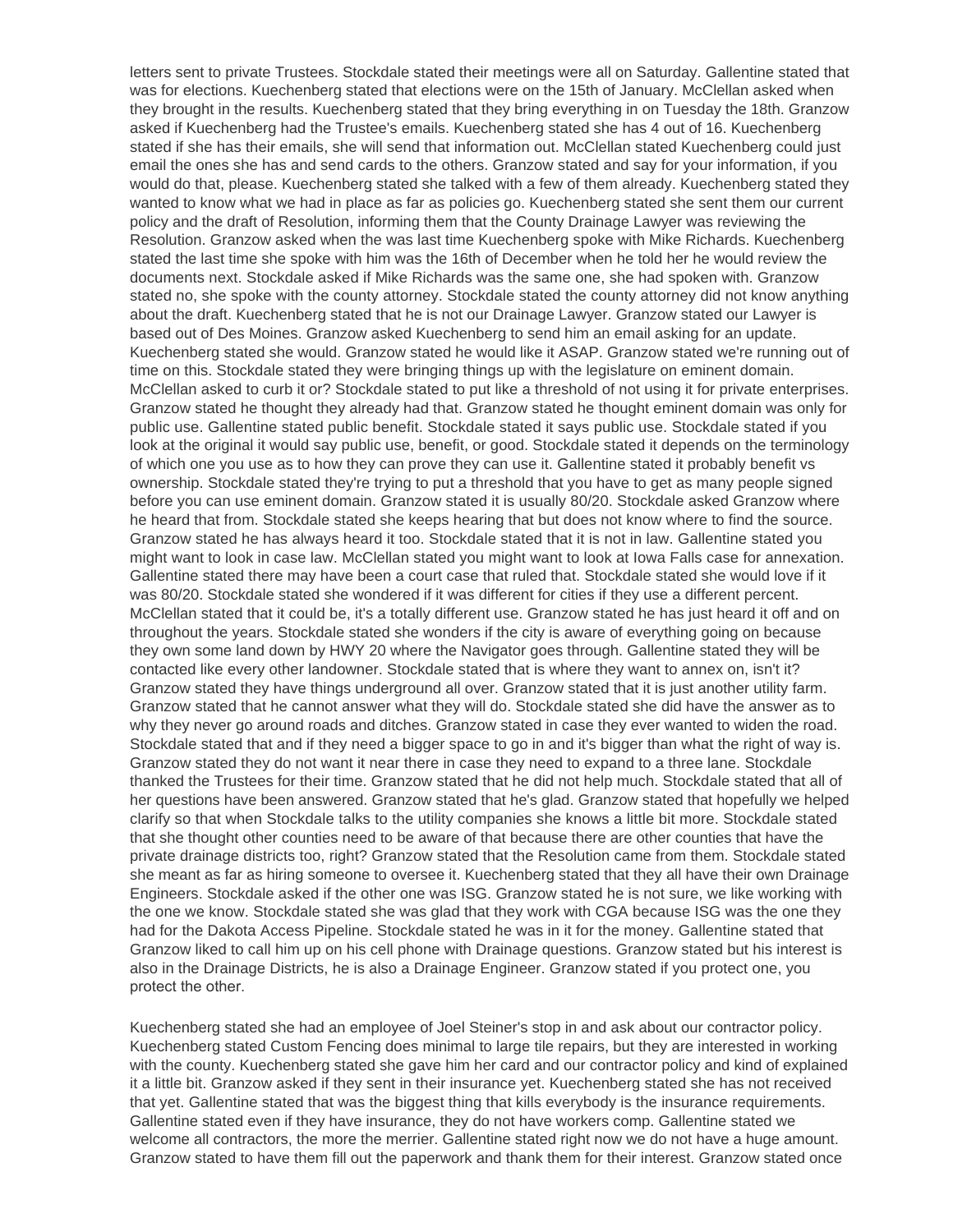letters sent to private Trustees. Stockdale stated their meetings were all on Saturday. Gallentine stated that was for elections. Kuechenberg stated that elections were on the 15th of January. McClellan asked when they brought in the results. Kuechenberg stated that they bring everything in on Tuesday the 18th. Granzow asked if Kuechenberg had the Trustee's emails. Kuechenberg stated she has 4 out of 16. Kuechenberg stated if she has their emails, she will send that information out. McClellan stated Kuechenberg could just email the ones she has and send cards to the others. Granzow stated and say for your information, if you would do that, please. Kuechenberg stated she talked with a few of them already. Kuechenberg stated they wanted to know what we had in place as far as policies go. Kuechenberg stated she sent them our current policy and the draft of Resolution, informing them that the County Drainage Lawyer was reviewing the Resolution. Granzow asked when the was last time Kuechenberg spoke with Mike Richards. Kuechenberg stated the last time she spoke with him was the 16th of December when he told her he would review the documents next. Stockdale asked if Mike Richards was the same one, she had spoken with. Granzow stated no, she spoke with the county attorney. Stockdale stated the county attorney did not know anything about the draft. Kuechenberg stated that he is not our Drainage Lawyer. Granzow stated our Lawyer is based out of Des Moines. Granzow asked Kuechenberg to send him an email asking for an update. Kuechenberg stated she would. Granzow stated he would like it ASAP. Granzow stated we're running out of time on this. Stockdale stated they were bringing things up with the legislature on eminent domain. McClellan asked to curb it or? Stockdale stated to put like a threshold of not using it for private enterprises. Granzow stated he thought they already had that. Granzow stated he thought eminent domain was only for public use. Gallentine stated public benefit. Stockdale stated it says public use. Stockdale stated if you look at the original it would say public use, benefit, or good. Stockdale stated it depends on the terminology of which one you use as to how they can prove they can use it. Gallentine stated it probably benefit vs ownership. Stockdale stated they're trying to put a threshold that you have to get as many people signed before you can use eminent domain. Granzow stated it is usually 80/20. Stockdale asked Granzow where he heard that from. Stockdale stated she keeps hearing that but does not know where to find the source. Granzow stated he has always heard it too. Stockdale stated that it is not in law. Gallentine stated you might want to look in case law. McClellan stated you might want to look at Iowa Falls case for annexation. Gallentine stated there may have been a court case that ruled that. Stockdale stated she would love if it was 80/20. Stockdale stated she wondered if it was different for cities if they use a different percent. McClellan stated that it could be, it's a totally different use. Granzow stated he has just heard it off and on throughout the years. Stockdale stated she wonders if the city is aware of everything going on because they own some land down by HWY 20 where the Navigator goes through. Gallentine stated they will be contacted like every other landowner. Stockdale stated that is where they want to annex on, isn't it? Granzow stated they have things underground all over. Granzow stated that it is just another utility farm. Granzow stated that he cannot answer what they will do. Stockdale stated she did have the answer as to why they never go around roads and ditches. Granzow stated in case they ever wanted to widen the road. Stockdale stated that and if they need a bigger space to go in and it's bigger than what the right of way is. Granzow stated they do not want it near there in case they need to expand to a three lane. Stockdale thanked the Trustees for their time. Granzow stated that he did not help much. Stockdale stated that all of her questions have been answered. Granzow stated that he's glad. Granzow stated that hopefully we helped clarify so that when Stockdale talks to the utility companies she knows a little bit more. Stockdale stated that she thought other counties need to be aware of that because there are other counties that have the private drainage districts too, right? Granzow stated that the Resolution came from them. Stockdale stated she meant as far as hiring someone to oversee it. Kuechenberg stated that they all have their own Drainage Engineers. Stockdale asked if the other one was ISG. Granzow stated he is not sure, we like working with the one we know. Stockdale stated she was glad that they work with CGA because ISG was the one they had for the Dakota Access Pipeline. Stockdale stated he was in it for the money. Gallentine stated that Granzow liked to call him up on his cell phone with Drainage questions. Granzow stated but his interest is also in the Drainage Districts, he is also a Drainage Engineer. Granzow stated if you protect one, you protect the other.

Kuechenberg stated she had an employee of Joel Steiner's stop in and ask about our contractor policy. Kuechenberg stated Custom Fencing does minimal to large tile repairs, but they are interested in working with the county. Kuechenberg stated she gave him her card and our contractor policy and kind of explained it a little bit. Granzow asked if they sent in their insurance yet. Kuechenberg stated she has not received that yet. Gallentine stated that was the biggest thing that kills everybody is the insurance requirements. Gallentine stated even if they have insurance, they do not have workers comp. Gallentine stated we welcome all contractors, the more the merrier. Gallentine stated right now we do not have a huge amount. Granzow stated to have them fill out the paperwork and thank them for their interest. Granzow stated once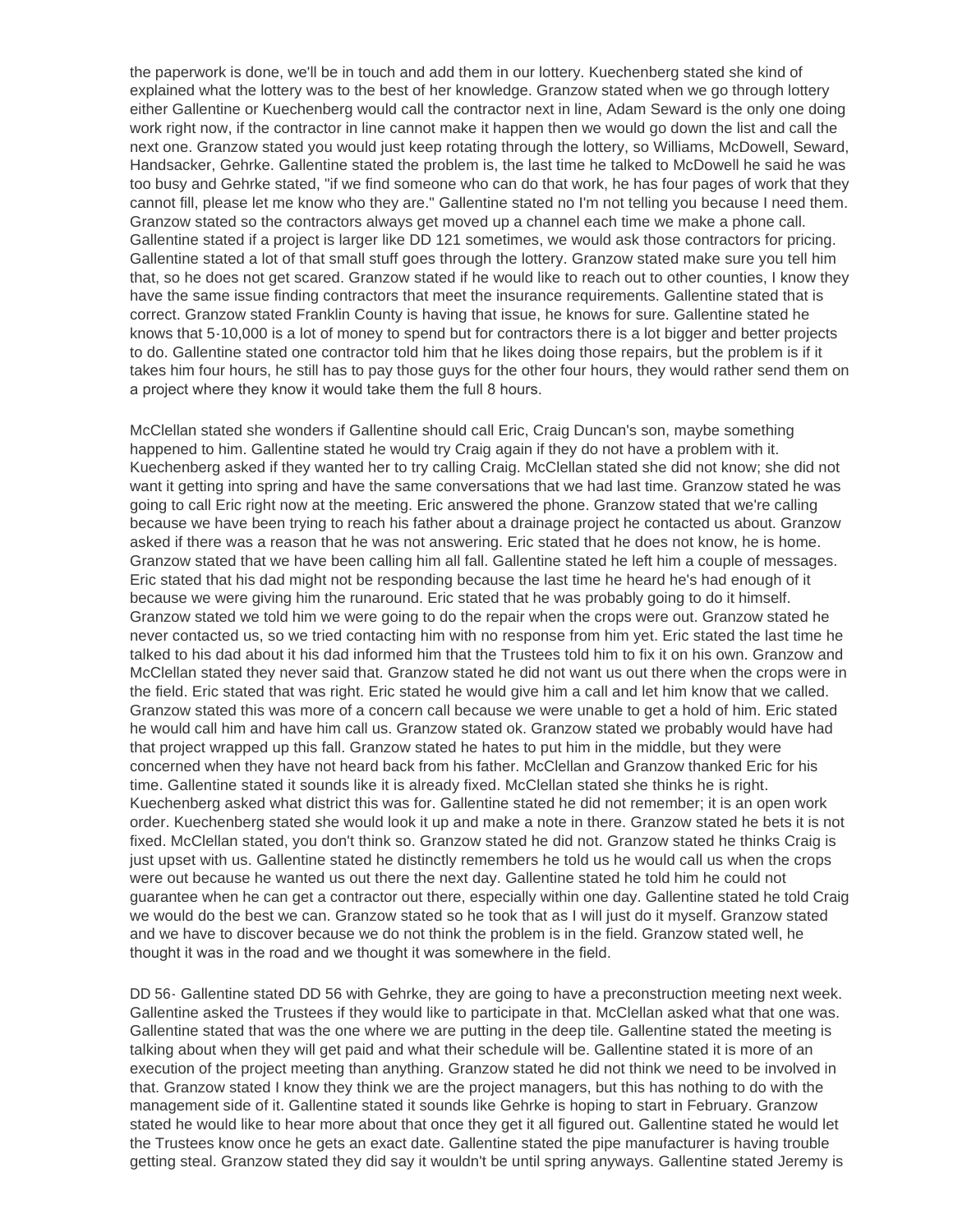the paperwork is done, we'll be in touch and add them in our lottery. Kuechenberg stated she kind of explained what the lottery was to the best of her knowledge. Granzow stated when we go through lottery either Gallentine or Kuechenberg would call the contractor next in line, Adam Seward is the only one doing work right now, if the contractor in line cannot make it happen then we would go down the list and call the next one. Granzow stated you would just keep rotating through the lottery, so Williams, McDowell, Seward, Handsacker, Gehrke. Gallentine stated the problem is, the last time he talked to McDowell he said he was too busy and Gehrke stated, "if we find someone who can do that work, he has four pages of work that they cannot fill, please let me know who they are." Gallentine stated no I'm not telling you because I need them. Granzow stated so the contractors always get moved up a channel each time we make a phone call. Gallentine stated if a project is larger like DD 121 sometimes, we would ask those contractors for pricing. Gallentine stated a lot of that small stuff goes through the lottery. Granzow stated make sure you tell him that, so he does not get scared. Granzow stated if he would like to reach out to other counties, I know they have the same issue finding contractors that meet the insurance requirements. Gallentine stated that is correct. Granzow stated Franklin County is having that issue, he knows for sure. Gallentine stated he knows that 5-10,000 is a lot of money to spend but for contractors there is a lot bigger and better projects to do. Gallentine stated one contractor told him that he likes doing those repairs, but the problem is if it takes him four hours, he still has to pay those guys for the other four hours, they would rather send them on a project where they know it would take them the full 8 hours.

McClellan stated she wonders if Gallentine should call Eric, Craig Duncan's son, maybe something happened to him. Gallentine stated he would try Craig again if they do not have a problem with it. Kuechenberg asked if they wanted her to try calling Craig. McClellan stated she did not know; she did not want it getting into spring and have the same conversations that we had last time. Granzow stated he was going to call Eric right now at the meeting. Eric answered the phone. Granzow stated that we're calling because we have been trying to reach his father about a drainage project he contacted us about. Granzow asked if there was a reason that he was not answering. Eric stated that he does not know, he is home. Granzow stated that we have been calling him all fall. Gallentine stated he left him a couple of messages. Eric stated that his dad might not be responding because the last time he heard he's had enough of it because we were giving him the runaround. Eric stated that he was probably going to do it himself. Granzow stated we told him we were going to do the repair when the crops were out. Granzow stated he never contacted us, so we tried contacting him with no response from him yet. Eric stated the last time he talked to his dad about it his dad informed him that the Trustees told him to fix it on his own. Granzow and McClellan stated they never said that. Granzow stated he did not want us out there when the crops were in the field. Eric stated that was right. Eric stated he would give him a call and let him know that we called. Granzow stated this was more of a concern call because we were unable to get a hold of him. Eric stated he would call him and have him call us. Granzow stated ok. Granzow stated we probably would have had that project wrapped up this fall. Granzow stated he hates to put him in the middle, but they were concerned when they have not heard back from his father. McClellan and Granzow thanked Eric for his time. Gallentine stated it sounds like it is already fixed. McClellan stated she thinks he is right. Kuechenberg asked what district this was for. Gallentine stated he did not remember; it is an open work order. Kuechenberg stated she would look it up and make a note in there. Granzow stated he bets it is not fixed. McClellan stated, you don't think so. Granzow stated he did not. Granzow stated he thinks Craig is just upset with us. Gallentine stated he distinctly remembers he told us he would call us when the crops were out because he wanted us out there the next day. Gallentine stated he told him he could not guarantee when he can get a contractor out there, especially within one day. Gallentine stated he told Craig we would do the best we can. Granzow stated so he took that as I will just do it myself. Granzow stated and we have to discover because we do not think the problem is in the field. Granzow stated well, he thought it was in the road and we thought it was somewhere in the field.

DD 56- Gallentine stated DD 56 with Gehrke, they are going to have a preconstruction meeting next week. Gallentine asked the Trustees if they would like to participate in that. McClellan asked what that one was. Gallentine stated that was the one where we are putting in the deep tile. Gallentine stated the meeting is talking about when they will get paid and what their schedule will be. Gallentine stated it is more of an execution of the project meeting than anything. Granzow stated he did not think we need to be involved in that. Granzow stated I know they think we are the project managers, but this has nothing to do with the management side of it. Gallentine stated it sounds like Gehrke is hoping to start in February. Granzow stated he would like to hear more about that once they get it all figured out. Gallentine stated he would let the Trustees know once he gets an exact date. Gallentine stated the pipe manufacturer is having trouble getting steal. Granzow stated they did say it wouldn't be until spring anyways. Gallentine stated Jeremy is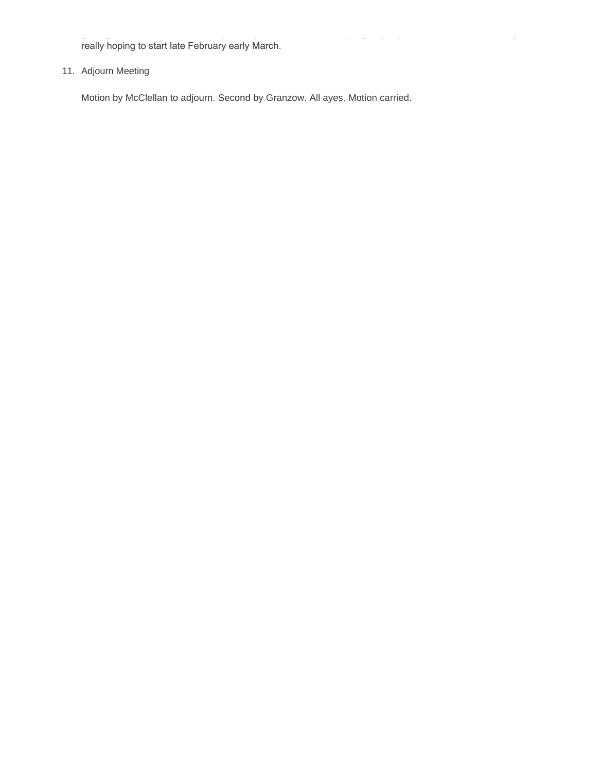really hoping to start late February early March.

11. Adjourn Meeting

    Motion by McClellan to adjourn. Second by Granzow. All ayes. Motion carried.